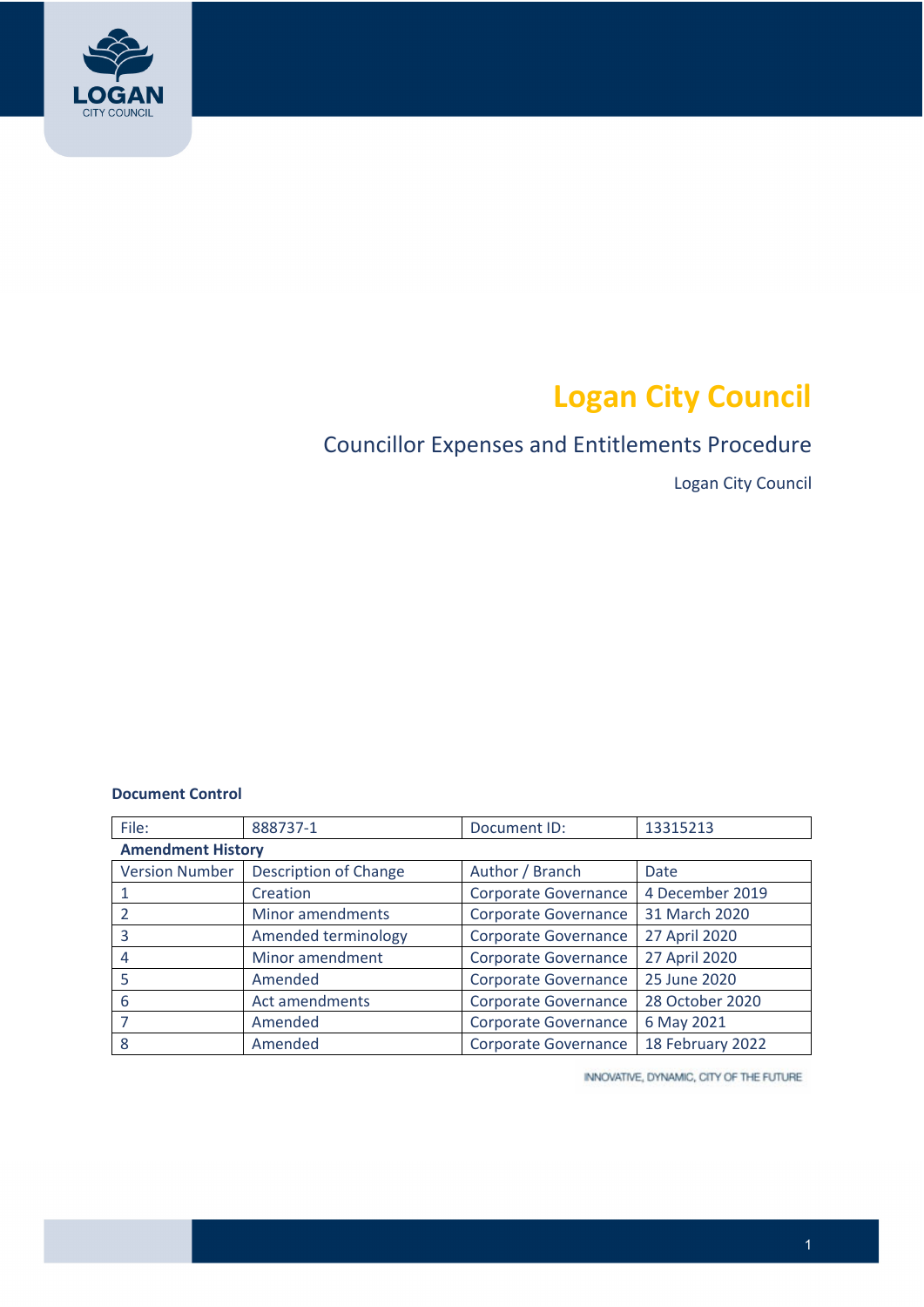# Logan City Council

## Councillor Expenses and Entitlements Procedure

Logan City Council

**Document Control**

| File: | 888737-1 | Document ID: | 13315213 |
|---|---|---|---|
| **Amendment History** | | | |
| Version Number | Description of Change | Author / Branch | Date |
| 1 | Creation | Corporate Governance | 4 December 2019 |
| 2 | Minor amendments | Corporate Governance | 31 March 2020 |
| 3 | Amended terminology | Corporate Governance | 27 April 2020 |
| 4 | Minor amendment | Corporate Governance | 27 April 2020 |
| 5 | Amended | Corporate Governance | 25 June 2020 |
| 6 | Act amendments | Corporate Governance | 28 October 2020 |
| 7 | Amended | Corporate Governance | 6 May 2021 |
| 8 | Amended | Corporate Governance | 18 February 2022 |

INNOVATIVE, DYNAMIC, CITY OF THE FUTURE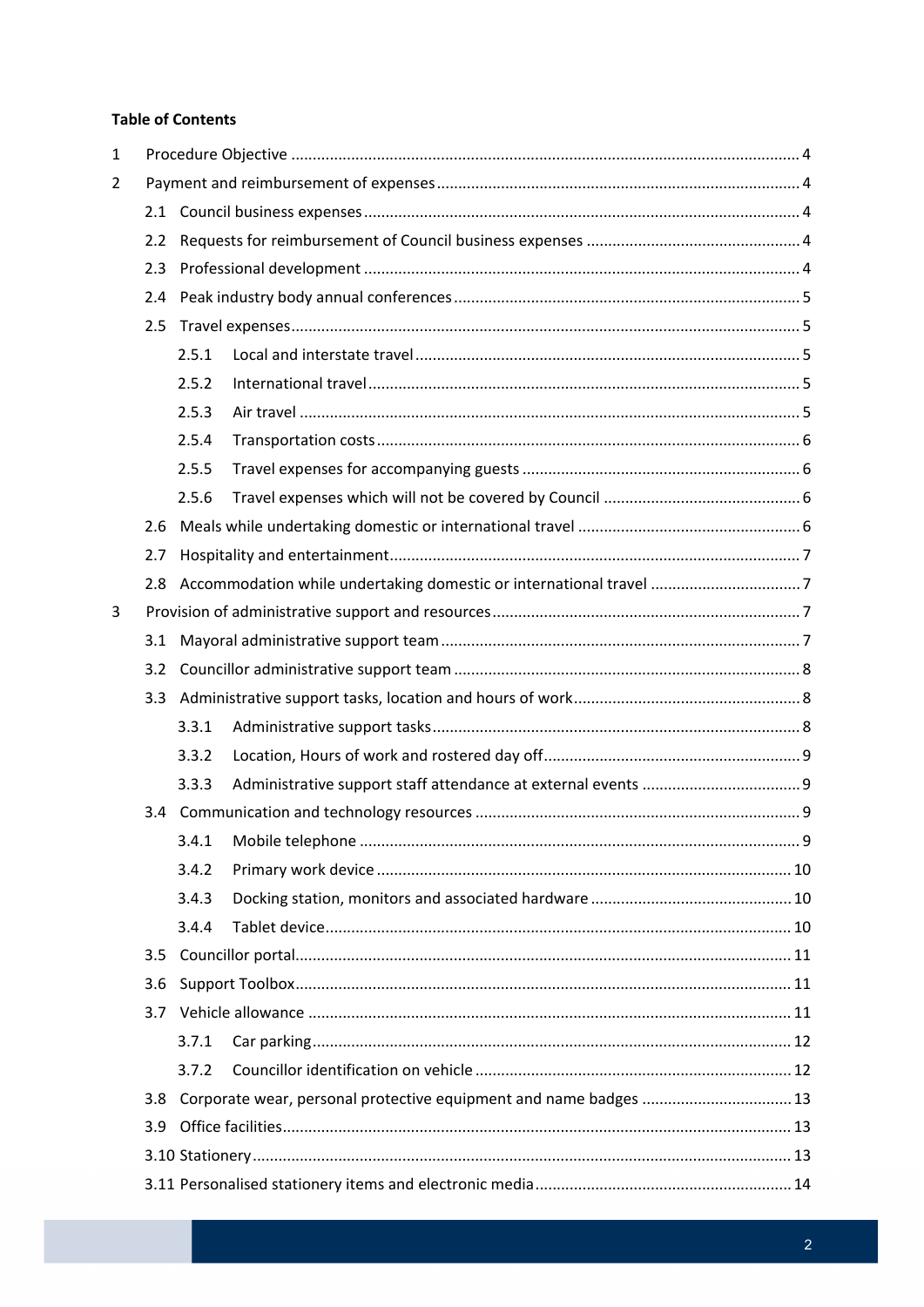**Table of Contents**

1 Procedure Objective ..... 4

2 Payment and reimbursement of expenses ..... 4

- 2.1 Council business expenses ..... 4
- 2.2 Requests for reimbursement of Council business expenses ..... 4
- 2.3 Professional development ..... 4
- 2.4 Peak industry body annual conferences ..... 5
- 2.5 Travel expenses ..... 5
  - 2.5.1 Local and interstate travel ..... 5
  - 2.5.2 International travel ..... 5
  - 2.5.3 Air travel ..... 5
  - 2.5.4 Transportation costs ..... 6
  - 2.5.5 Travel expenses for accompanying guests ..... 6
  - 2.5.6 Travel expenses which will not be covered by Council ..... 6
- 2.6 Meals while undertaking domestic or international travel ..... 6
- 2.7 Hospitality and entertainment ..... 7
- 2.8 Accommodation while undertaking domestic or international travel ..... 7

3 Provision of administrative support and resources ..... 7

- 3.1 Mayoral administrative support team ..... 7
- 3.2 Councillor administrative support team ..... 8
- 3.3 Administrative support tasks, location and hours of work ..... 8
  - 3.3.1 Administrative support tasks ..... 8
  - 3.3.2 Location, Hours of work and rostered day off ..... 9
  - 3.3.3 Administrative support staff attendance at external events ..... 9
- 3.4 Communication and technology resources ..... 9
  - 3.4.1 Mobile telephone ..... 9
  - 3.4.2 Primary work device ..... 10
  - 3.4.3 Docking station, monitors and associated hardware ..... 10
  - 3.4.4 Tablet device ..... 10
- 3.5 Councillor portal ..... 11
- 3.6 Support Toolbox ..... 11
- 3.7 Vehicle allowance ..... 11
  - 3.7.1 Car parking ..... 12
  - 3.7.2 Councillor identification on vehicle ..... 12
- 3.8 Corporate wear, personal protective equipment and name badges ..... 13
- 3.9 Office facilities ..... 13
- 3.10 Stationery ..... 13
- 3.11 Personalised stationery items and electronic media ..... 14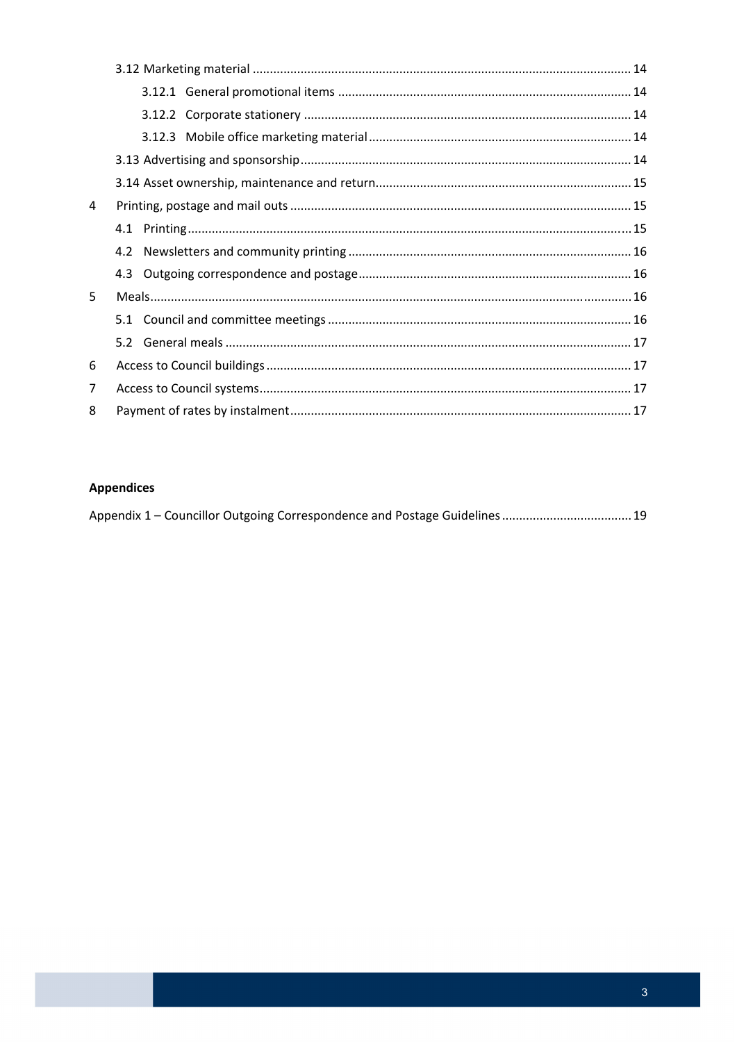3.12 Marketing material ........ 14

3.12.1 General promotional items ........ 14

3.12.2 Corporate stationery ........ 14

3.12.3 Mobile office marketing material ........ 14

3.13 Advertising and sponsorship ........ 14

3.14 Asset ownership, maintenance and return ........ 15

4 Printing, postage and mail outs ........ 15

4.1 Printing ........ 15

4.2 Newsletters and community printing ........ 16

4.3 Outgoing correspondence and postage ........ 16

5 Meals ........ 16

5.1 Council and committee meetings ........ 16

5.2 General meals ........ 17

6 Access to Council buildings ........ 17

7 Access to Council systems ........ 17

8 Payment of rates by instalment ........ 17

**Appendices**

Appendix 1 – Councillor Outgoing Correspondence and Postage Guidelines ........ 19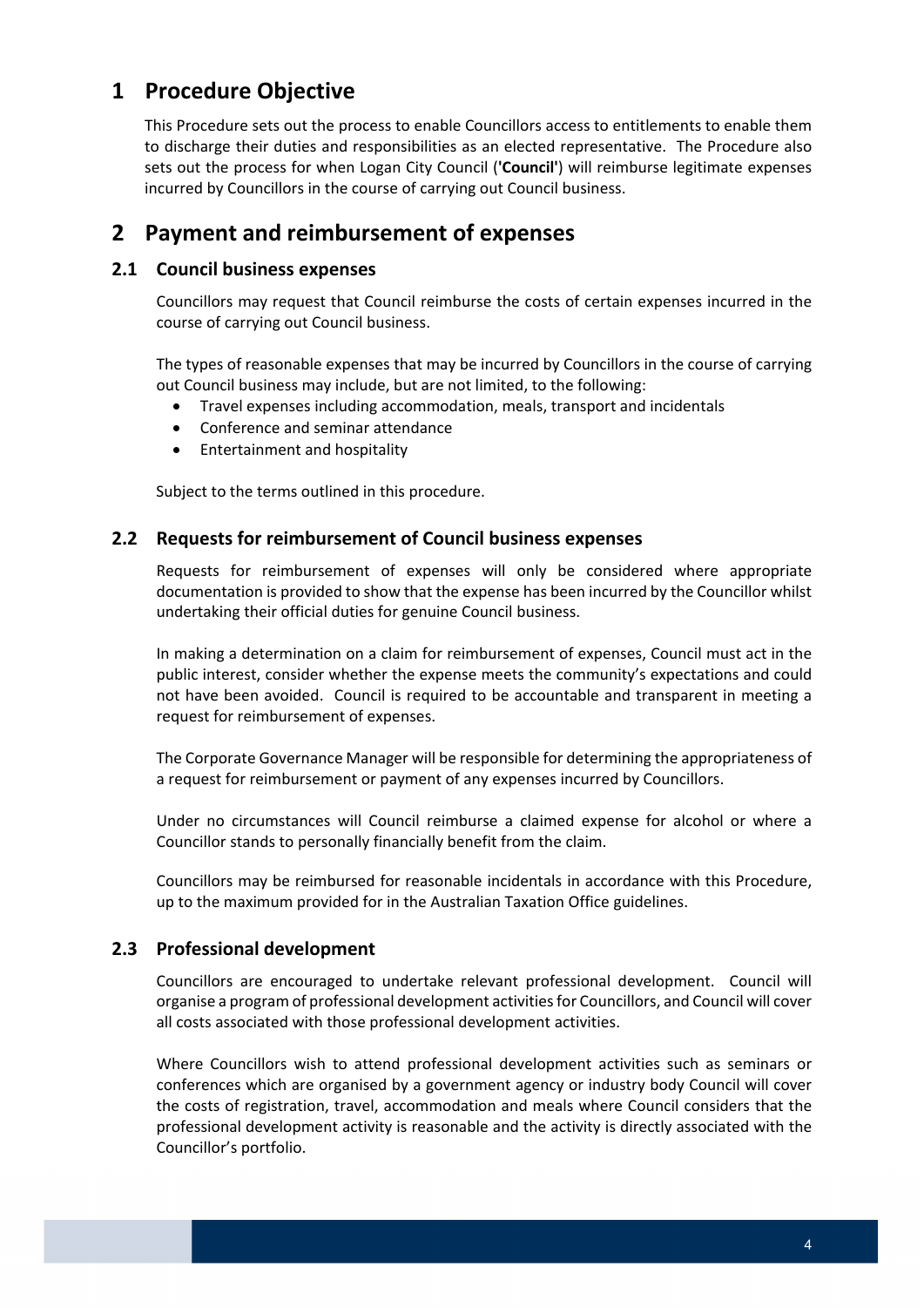# 1 Procedure Objective

This Procedure sets out the process to enable Councillors access to entitlements to enable them to discharge their duties and responsibilities as an elected representative. The Procedure also sets out the process for when Logan City Council (**'Council'**) will reimburse legitimate expenses incurred by Councillors in the course of carrying out Council business.

# 2 Payment and reimbursement of expenses

## 2.1 Council business expenses

Councillors may request that Council reimburse the costs of certain expenses incurred in the course of carrying out Council business.

The types of reasonable expenses that may be incurred by Councillors in the course of carrying out Council business may include, but are not limited, to the following:

- Travel expenses including accommodation, meals, transport and incidentals
- Conference and seminar attendance
- Entertainment and hospitality

Subject to the terms outlined in this procedure.

## 2.2 Requests for reimbursement of Council business expenses

Requests for reimbursement of expenses will only be considered where appropriate documentation is provided to show that the expense has been incurred by the Councillor whilst undertaking their official duties for genuine Council business.

In making a determination on a claim for reimbursement of expenses, Council must act in the public interest, consider whether the expense meets the community's expectations and could not have been avoided. Council is required to be accountable and transparent in meeting a request for reimbursement of expenses.

The Corporate Governance Manager will be responsible for determining the appropriateness of a request for reimbursement or payment of any expenses incurred by Councillors.

Under no circumstances will Council reimburse a claimed expense for alcohol or where a Councillor stands to personally financially benefit from the claim.

Councillors may be reimbursed for reasonable incidentals in accordance with this Procedure, up to the maximum provided for in the Australian Taxation Office guidelines.

## 2.3 Professional development

Councillors are encouraged to undertake relevant professional development. Council will organise a program of professional development activities for Councillors, and Council will cover all costs associated with those professional development activities.

Where Councillors wish to attend professional development activities such as seminars or conferences which are organised by a government agency or industry body Council will cover the costs of registration, travel, accommodation and meals where Council considers that the professional development activity is reasonable and the activity is directly associated with the Councillor's portfolio.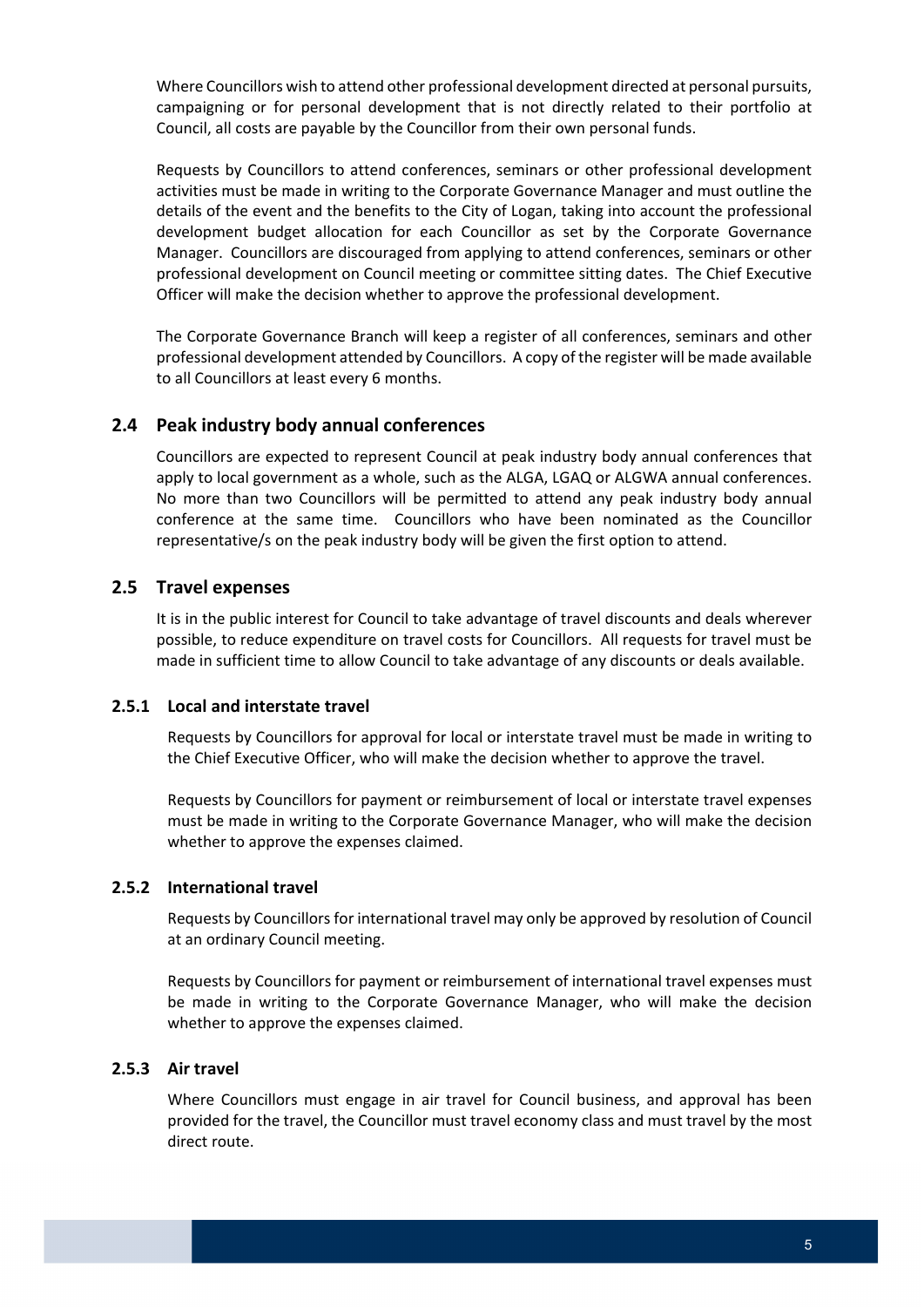Where Councillors wish to attend other professional development directed at personal pursuits, campaigning or for personal development that is not directly related to their portfolio at Council, all costs are payable by the Councillor from their own personal funds.

Requests by Councillors to attend conferences, seminars or other professional development activities must be made in writing to the Corporate Governance Manager and must outline the details of the event and the benefits to the City of Logan, taking into account the professional development budget allocation for each Councillor as set by the Corporate Governance Manager. Councillors are discouraged from applying to attend conferences, seminars or other professional development on Council meeting or committee sitting dates. The Chief Executive Officer will make the decision whether to approve the professional development.

The Corporate Governance Branch will keep a register of all conferences, seminars and other professional development attended by Councillors. A copy of the register will be made available to all Councillors at least every 6 months.

## 2.4 Peak industry body annual conferences

Councillors are expected to represent Council at peak industry body annual conferences that apply to local government as a whole, such as the ALGA, LGAQ or ALGWA annual conferences. No more than two Councillors will be permitted to attend any peak industry body annual conference at the same time. Councillors who have been nominated as the Councillor representative/s on the peak industry body will be given the first option to attend.

## 2.5 Travel expenses

It is in the public interest for Council to take advantage of travel discounts and deals wherever possible, to reduce expenditure on travel costs for Councillors. All requests for travel must be made in sufficient time to allow Council to take advantage of any discounts or deals available.

### 2.5.1 Local and interstate travel

Requests by Councillors for approval for local or interstate travel must be made in writing to the Chief Executive Officer, who will make the decision whether to approve the travel.

Requests by Councillors for payment or reimbursement of local or interstate travel expenses must be made in writing to the Corporate Governance Manager, who will make the decision whether to approve the expenses claimed.

### 2.5.2 International travel

Requests by Councillors for international travel may only be approved by resolution of Council at an ordinary Council meeting.

Requests by Councillors for payment or reimbursement of international travel expenses must be made in writing to the Corporate Governance Manager, who will make the decision whether to approve the expenses claimed.

### 2.5.3 Air travel

Where Councillors must engage in air travel for Council business, and approval has been provided for the travel, the Councillor must travel economy class and must travel by the most direct route.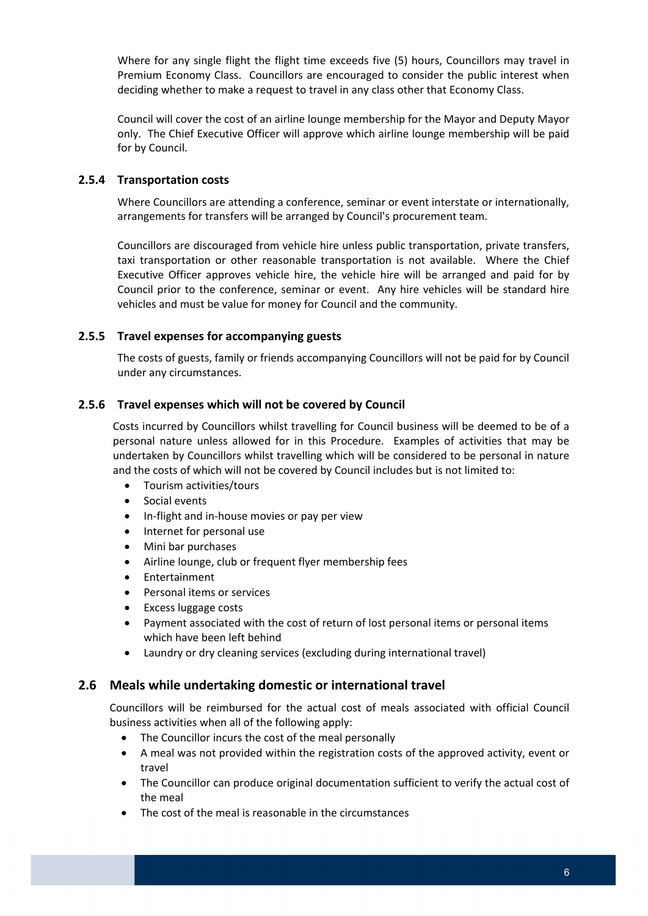Where for any single flight the flight time exceeds five (5) hours, Councillors may travel in Premium Economy Class. Councillors are encouraged to consider the public interest when deciding whether to make a request to travel in any class other that Economy Class.

Council will cover the cost of an airline lounge membership for the Mayor and Deputy Mayor only. The Chief Executive Officer will approve which airline lounge membership will be paid for by Council.

### 2.5.4 Transportation costs

Where Councillors are attending a conference, seminar or event interstate or internationally, arrangements for transfers will be arranged by Council's procurement team.

Councillors are discouraged from vehicle hire unless public transportation, private transfers, taxi transportation or other reasonable transportation is not available. Where the Chief Executive Officer approves vehicle hire, the vehicle hire will be arranged and paid for by Council prior to the conference, seminar or event. Any hire vehicles will be standard hire vehicles and must be value for money for Council and the community.

### 2.5.5 Travel expenses for accompanying guests

The costs of guests, family or friends accompanying Councillors will not be paid for by Council under any circumstances.

### 2.5.6 Travel expenses which will not be covered by Council

Costs incurred by Councillors whilst travelling for Council business will be deemed to be of a personal nature unless allowed for in this Procedure. Examples of activities that may be undertaken by Councillors whilst travelling which will be considered to be personal in nature and the costs of which will not be covered by Council includes but is not limited to:

- Tourism activities/tours
- Social events
- In-flight and in-house movies or pay per view
- Internet for personal use
- Mini bar purchases
- Airline lounge, club or frequent flyer membership fees
- Entertainment
- Personal items or services
- Excess luggage costs
- Payment associated with the cost of return of lost personal items or personal items which have been left behind
- Laundry or dry cleaning services (excluding during international travel)

## 2.6 Meals while undertaking domestic or international travel

Councillors will be reimbursed for the actual cost of meals associated with official Council business activities when all of the following apply:

- The Councillor incurs the cost of the meal personally
- A meal was not provided within the registration costs of the approved activity, event or travel
- The Councillor can produce original documentation sufficient to verify the actual cost of the meal
- The cost of the meal is reasonable in the circumstances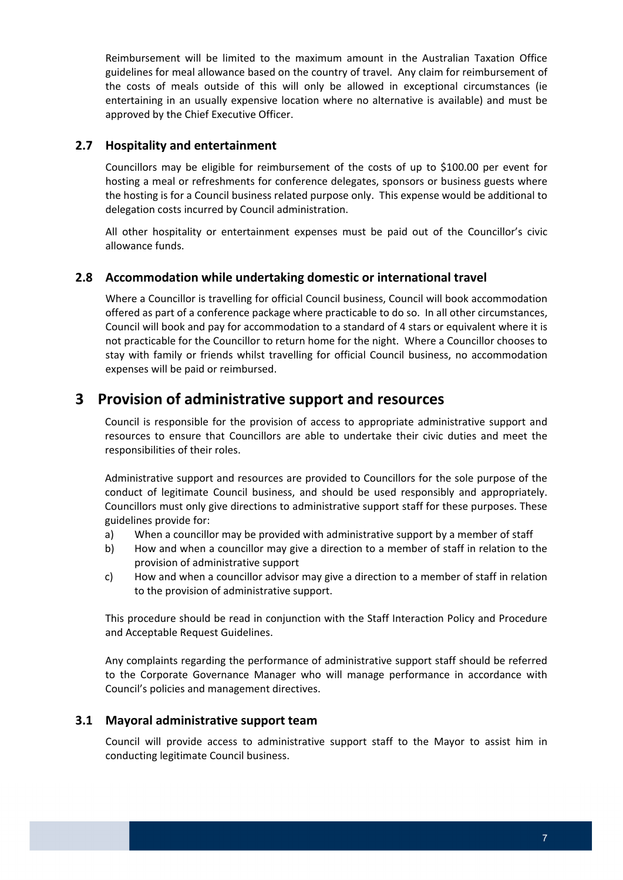Reimbursement will be limited to the maximum amount in the Australian Taxation Office guidelines for meal allowance based on the country of travel. Any claim for reimbursement of the costs of meals outside of this will only be allowed in exceptional circumstances (ie entertaining in an usually expensive location where no alternative is available) and must be approved by the Chief Executive Officer.

### 2.7 Hospitality and entertainment

Councillors may be eligible for reimbursement of the costs of up to $100.00 per event for hosting a meal or refreshments for conference delegates, sponsors or business guests where the hosting is for a Council business related purpose only. This expense would be additional to delegation costs incurred by Council administration.

All other hospitality or entertainment expenses must be paid out of the Councillor's civic allowance funds.

### 2.8 Accommodation while undertaking domestic or international travel

Where a Councillor is travelling for official Council business, Council will book accommodation offered as part of a conference package where practicable to do so. In all other circumstances, Council will book and pay for accommodation to a standard of 4 stars or equivalent where it is not practicable for the Councillor to return home for the night. Where a Councillor chooses to stay with family or friends whilst travelling for official Council business, no accommodation expenses will be paid or reimbursed.

## 3 Provision of administrative support and resources

Council is responsible for the provision of access to appropriate administrative support and resources to ensure that Councillors are able to undertake their civic duties and meet the responsibilities of their roles.

Administrative support and resources are provided to Councillors for the sole purpose of the conduct of legitimate Council business, and should be used responsibly and appropriately. Councillors must only give directions to administrative support staff for these purposes. These guidelines provide for:

a) When a councillor may be provided with administrative support by a member of staff
b) How and when a councillor may give a direction to a member of staff in relation to the provision of administrative support
c) How and when a councillor advisor may give a direction to a member of staff in relation to the provision of administrative support.

This procedure should be read in conjunction with the Staff Interaction Policy and Procedure and Acceptable Request Guidelines.

Any complaints regarding the performance of administrative support staff should be referred to the Corporate Governance Manager who will manage performance in accordance with Council's policies and management directives.

### 3.1 Mayoral administrative support team

Council will provide access to administrative support staff to the Mayor to assist him in conducting legitimate Council business.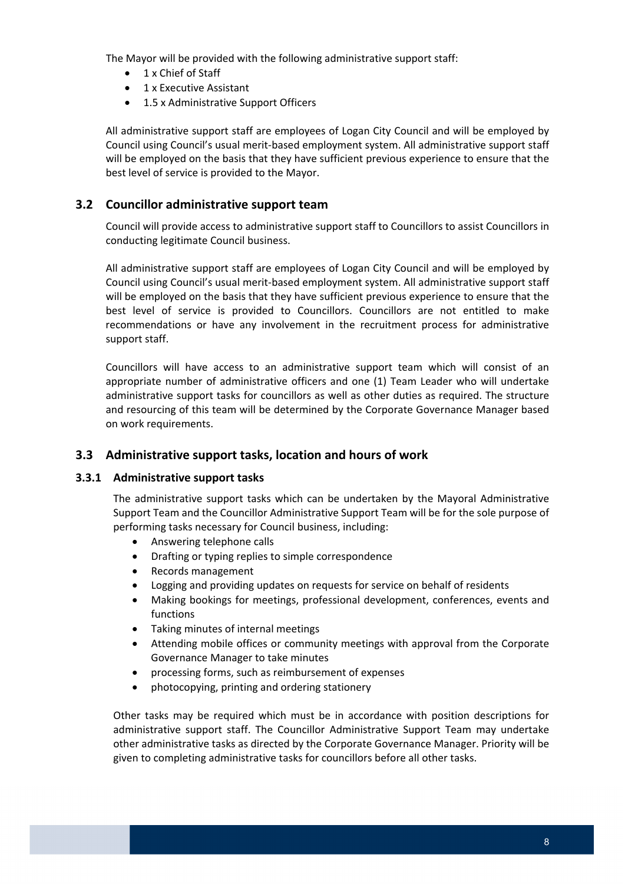The Mayor will be provided with the following administrative support staff:

- 1 x Chief of Staff
- 1 x Executive Assistant
- 1.5 x Administrative Support Officers

All administrative support staff are employees of Logan City Council and will be employed by Council using Council's usual merit-based employment system. All administrative support staff will be employed on the basis that they have sufficient previous experience to ensure that the best level of service is provided to the Mayor.

## 3.2 Councillor administrative support team

Council will provide access to administrative support staff to Councillors to assist Councillors in conducting legitimate Council business.

All administrative support staff are employees of Logan City Council and will be employed by Council using Council's usual merit-based employment system. All administrative support staff will be employed on the basis that they have sufficient previous experience to ensure that the best level of service is provided to Councillors. Councillors are not entitled to make recommendations or have any involvement in the recruitment process for administrative support staff.

Councillors will have access to an administrative support team which will consist of an appropriate number of administrative officers and one (1) Team Leader who will undertake administrative support tasks for councillors as well as other duties as required. The structure and resourcing of this team will be determined by the Corporate Governance Manager based on work requirements.

## 3.3 Administrative support tasks, location and hours of work

### 3.3.1 Administrative support tasks

The administrative support tasks which can be undertaken by the Mayoral Administrative Support Team and the Councillor Administrative Support Team will be for the sole purpose of performing tasks necessary for Council business, including:

- Answering telephone calls
- Drafting or typing replies to simple correspondence
- Records management
- Logging and providing updates on requests for service on behalf of residents
- Making bookings for meetings, professional development, conferences, events and functions
- Taking minutes of internal meetings
- Attending mobile offices or community meetings with approval from the Corporate Governance Manager to take minutes
- processing forms, such as reimbursement of expenses
- photocopying, printing and ordering stationery

Other tasks may be required which must be in accordance with position descriptions for administrative support staff. The Councillor Administrative Support Team may undertake other administrative tasks as directed by the Corporate Governance Manager. Priority will be given to completing administrative tasks for councillors before all other tasks.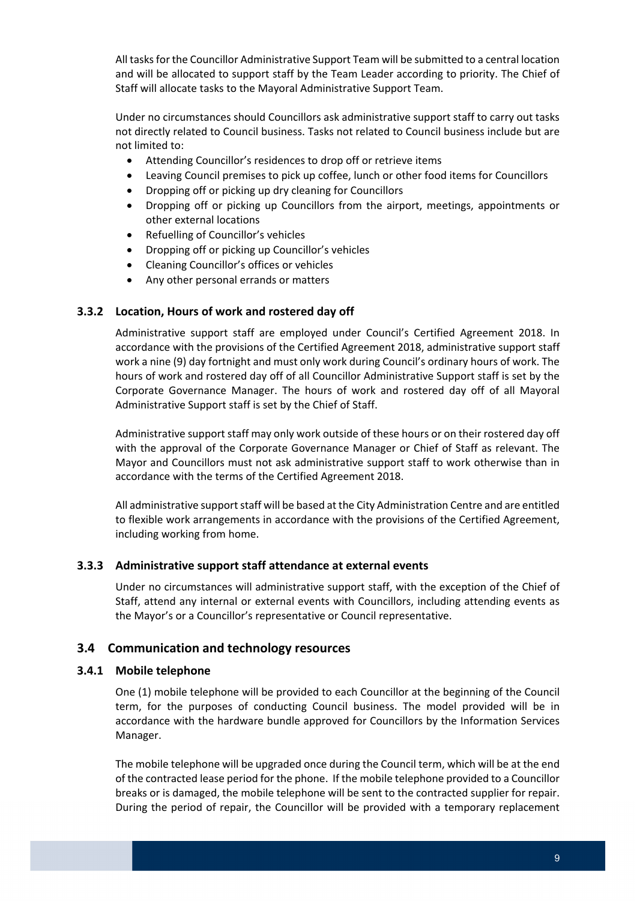All tasks for the Councillor Administrative Support Team will be submitted to a central location and will be allocated to support staff by the Team Leader according to priority. The Chief of Staff will allocate tasks to the Mayoral Administrative Support Team.

Under no circumstances should Councillors ask administrative support staff to carry out tasks not directly related to Council business. Tasks not related to Council business include but are not limited to:

- Attending Councillor's residences to drop off or retrieve items
- Leaving Council premises to pick up coffee, lunch or other food items for Councillors
- Dropping off or picking up dry cleaning for Councillors
- Dropping off or picking up Councillors from the airport, meetings, appointments or other external locations
- Refuelling of Councillor's vehicles
- Dropping off or picking up Councillor's vehicles
- Cleaning Councillor's offices or vehicles
- Any other personal errands or matters

### 3.3.2 Location, Hours of work and rostered day off

Administrative support staff are employed under Council's Certified Agreement 2018. In accordance with the provisions of the Certified Agreement 2018, administrative support staff work a nine (9) day fortnight and must only work during Council's ordinary hours of work. The hours of work and rostered day off of all Councillor Administrative Support staff is set by the Corporate Governance Manager. The hours of work and rostered day off of all Mayoral Administrative Support staff is set by the Chief of Staff.

Administrative support staff may only work outside of these hours or on their rostered day off with the approval of the Corporate Governance Manager or Chief of Staff as relevant. The Mayor and Councillors must not ask administrative support staff to work otherwise than in accordance with the terms of the Certified Agreement 2018.

All administrative support staff will be based at the City Administration Centre and are entitled to flexible work arrangements in accordance with the provisions of the Certified Agreement, including working from home.

### 3.3.3 Administrative support staff attendance at external events

Under no circumstances will administrative support staff, with the exception of the Chief of Staff, attend any internal or external events with Councillors, including attending events as the Mayor's or a Councillor's representative or Council representative.

## 3.4 Communication and technology resources

### 3.4.1 Mobile telephone

One (1) mobile telephone will be provided to each Councillor at the beginning of the Council term, for the purposes of conducting Council business. The model provided will be in accordance with the hardware bundle approved for Councillors by the Information Services Manager.

The mobile telephone will be upgraded once during the Council term, which will be at the end of the contracted lease period for the phone. If the mobile telephone provided to a Councillor breaks or is damaged, the mobile telephone will be sent to the contracted supplier for repair. During the period of repair, the Councillor will be provided with a temporary replacement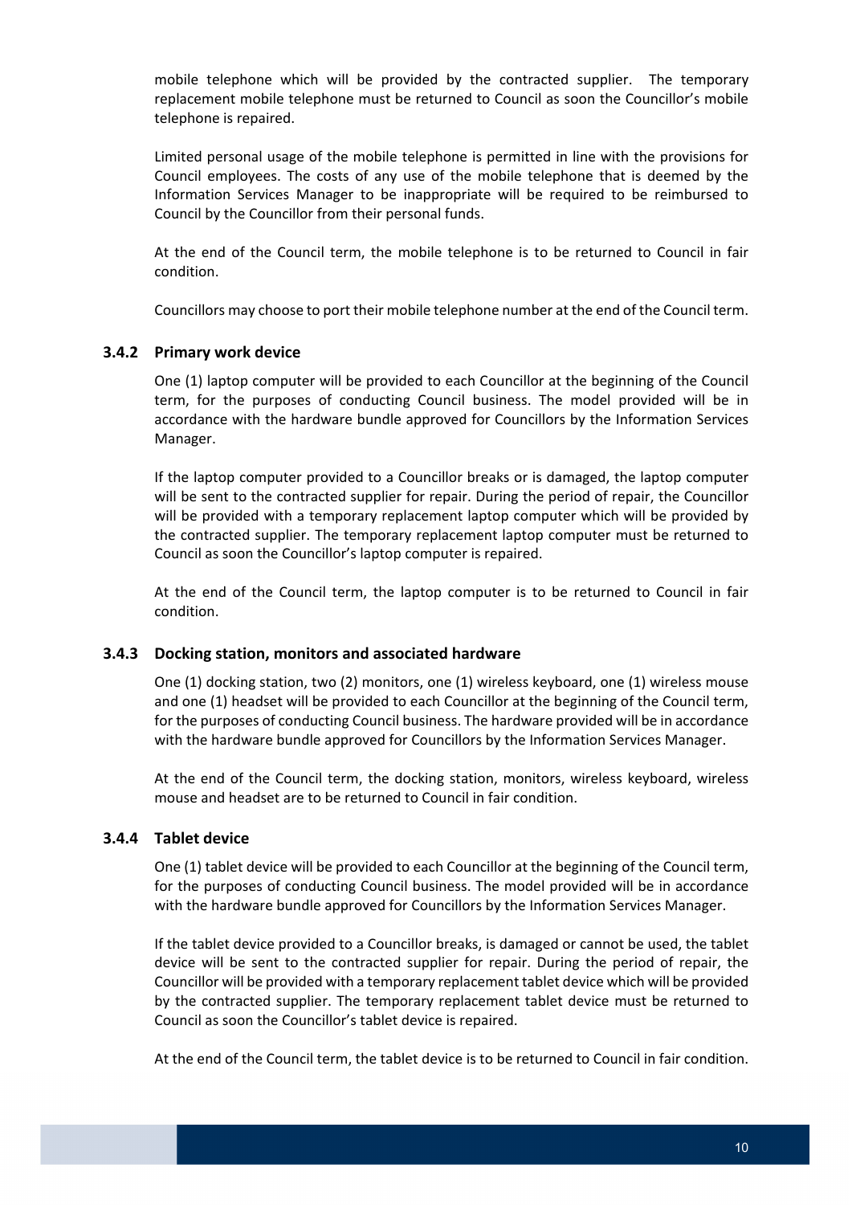mobile telephone which will be provided by the contracted supplier. The temporary replacement mobile telephone must be returned to Council as soon the Councillor's mobile telephone is repaired.

Limited personal usage of the mobile telephone is permitted in line with the provisions for Council employees. The costs of any use of the mobile telephone that is deemed by the Information Services Manager to be inappropriate will be required to be reimbursed to Council by the Councillor from their personal funds.

At the end of the Council term, the mobile telephone is to be returned to Council in fair condition.

Councillors may choose to port their mobile telephone number at the end of the Council term.

#### 3.4.2 Primary work device

One (1) laptop computer will be provided to each Councillor at the beginning of the Council term, for the purposes of conducting Council business. The model provided will be in accordance with the hardware bundle approved for Councillors by the Information Services Manager.

If the laptop computer provided to a Councillor breaks or is damaged, the laptop computer will be sent to the contracted supplier for repair. During the period of repair, the Councillor will be provided with a temporary replacement laptop computer which will be provided by the contracted supplier. The temporary replacement laptop computer must be returned to Council as soon the Councillor's laptop computer is repaired.

At the end of the Council term, the laptop computer is to be returned to Council in fair condition.

#### 3.4.3 Docking station, monitors and associated hardware

One (1) docking station, two (2) monitors, one (1) wireless keyboard, one (1) wireless mouse and one (1) headset will be provided to each Councillor at the beginning of the Council term, for the purposes of conducting Council business. The hardware provided will be in accordance with the hardware bundle approved for Councillors by the Information Services Manager.

At the end of the Council term, the docking station, monitors, wireless keyboard, wireless mouse and headset are to be returned to Council in fair condition.

#### 3.4.4 Tablet device

One (1) tablet device will be provided to each Councillor at the beginning of the Council term, for the purposes of conducting Council business. The model provided will be in accordance with the hardware bundle approved for Councillors by the Information Services Manager.

If the tablet device provided to a Councillor breaks, is damaged or cannot be used, the tablet device will be sent to the contracted supplier for repair. During the period of repair, the Councillor will be provided with a temporary replacement tablet device which will be provided by the contracted supplier. The temporary replacement tablet device must be returned to Council as soon the Councillor's tablet device is repaired.

At the end of the Council term, the tablet device is to be returned to Council in fair condition.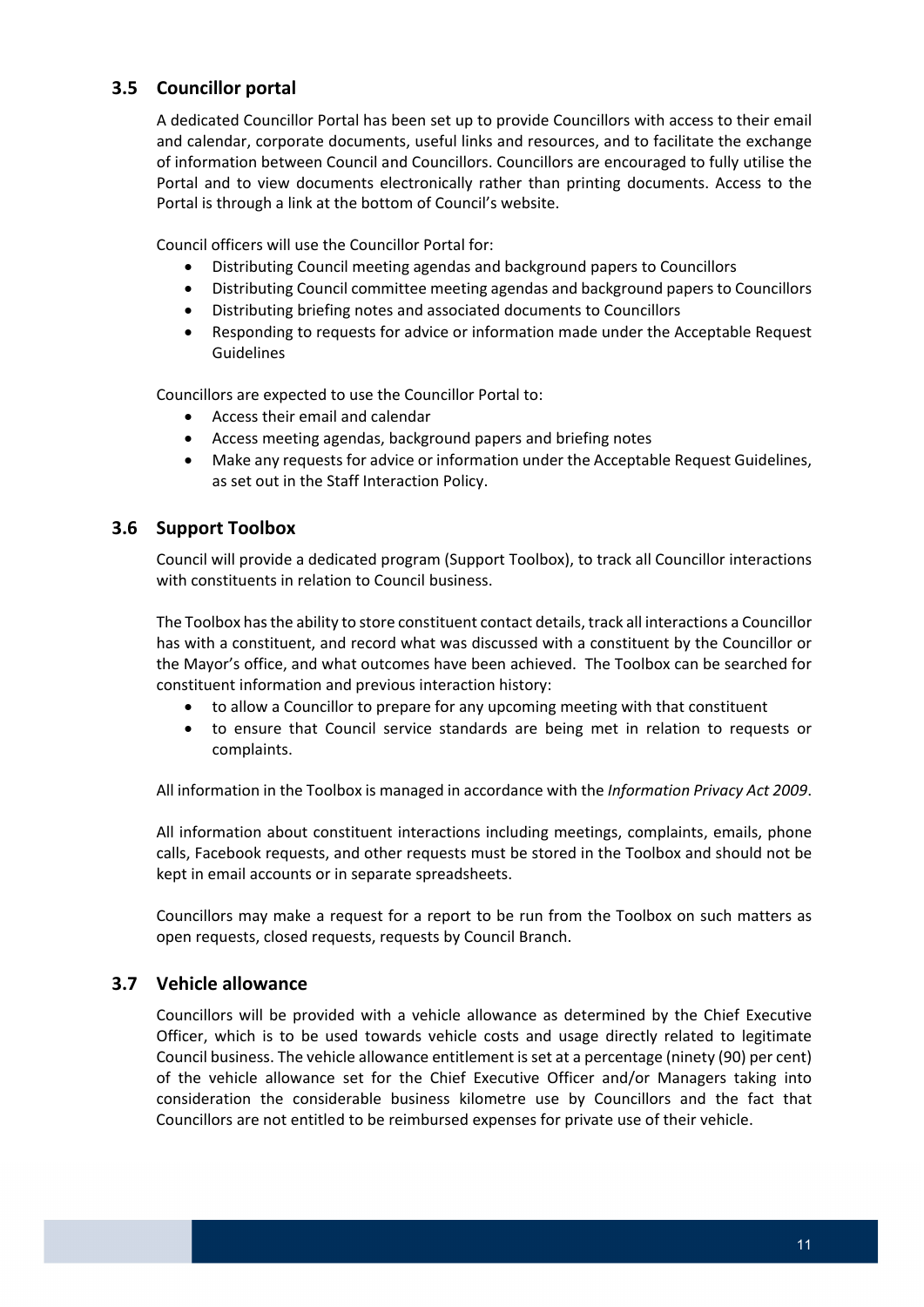## 3.5 Councillor portal

A dedicated Councillor Portal has been set up to provide Councillors with access to their email and calendar, corporate documents, useful links and resources, and to facilitate the exchange of information between Council and Councillors. Councillors are encouraged to fully utilise the Portal and to view documents electronically rather than printing documents. Access to the Portal is through a link at the bottom of Council's website.

Council officers will use the Councillor Portal for:

- Distributing Council meeting agendas and background papers to Councillors
- Distributing Council committee meeting agendas and background papers to Councillors
- Distributing briefing notes and associated documents to Councillors
- Responding to requests for advice or information made under the Acceptable Request Guidelines

Councillors are expected to use the Councillor Portal to:

- Access their email and calendar
- Access meeting agendas, background papers and briefing notes
- Make any requests for advice or information under the Acceptable Request Guidelines, as set out in the Staff Interaction Policy.

## 3.6 Support Toolbox

Council will provide a dedicated program (Support Toolbox), to track all Councillor interactions with constituents in relation to Council business.

The Toolbox has the ability to store constituent contact details, track all interactions a Councillor has with a constituent, and record what was discussed with a constituent by the Councillor or the Mayor's office, and what outcomes have been achieved. The Toolbox can be searched for constituent information and previous interaction history:

- to allow a Councillor to prepare for any upcoming meeting with that constituent
- to ensure that Council service standards are being met in relation to requests or complaints.

All information in the Toolbox is managed in accordance with the *Information Privacy Act 2009*.

All information about constituent interactions including meetings, complaints, emails, phone calls, Facebook requests, and other requests must be stored in the Toolbox and should not be kept in email accounts or in separate spreadsheets.

Councillors may make a request for a report to be run from the Toolbox on such matters as open requests, closed requests, requests by Council Branch.

## 3.7 Vehicle allowance

Councillors will be provided with a vehicle allowance as determined by the Chief Executive Officer, which is to be used towards vehicle costs and usage directly related to legitimate Council business. The vehicle allowance entitlement is set at a percentage (ninety (90) per cent) of the vehicle allowance set for the Chief Executive Officer and/or Managers taking into consideration the considerable business kilometre use by Councillors and the fact that Councillors are not entitled to be reimbursed expenses for private use of their vehicle.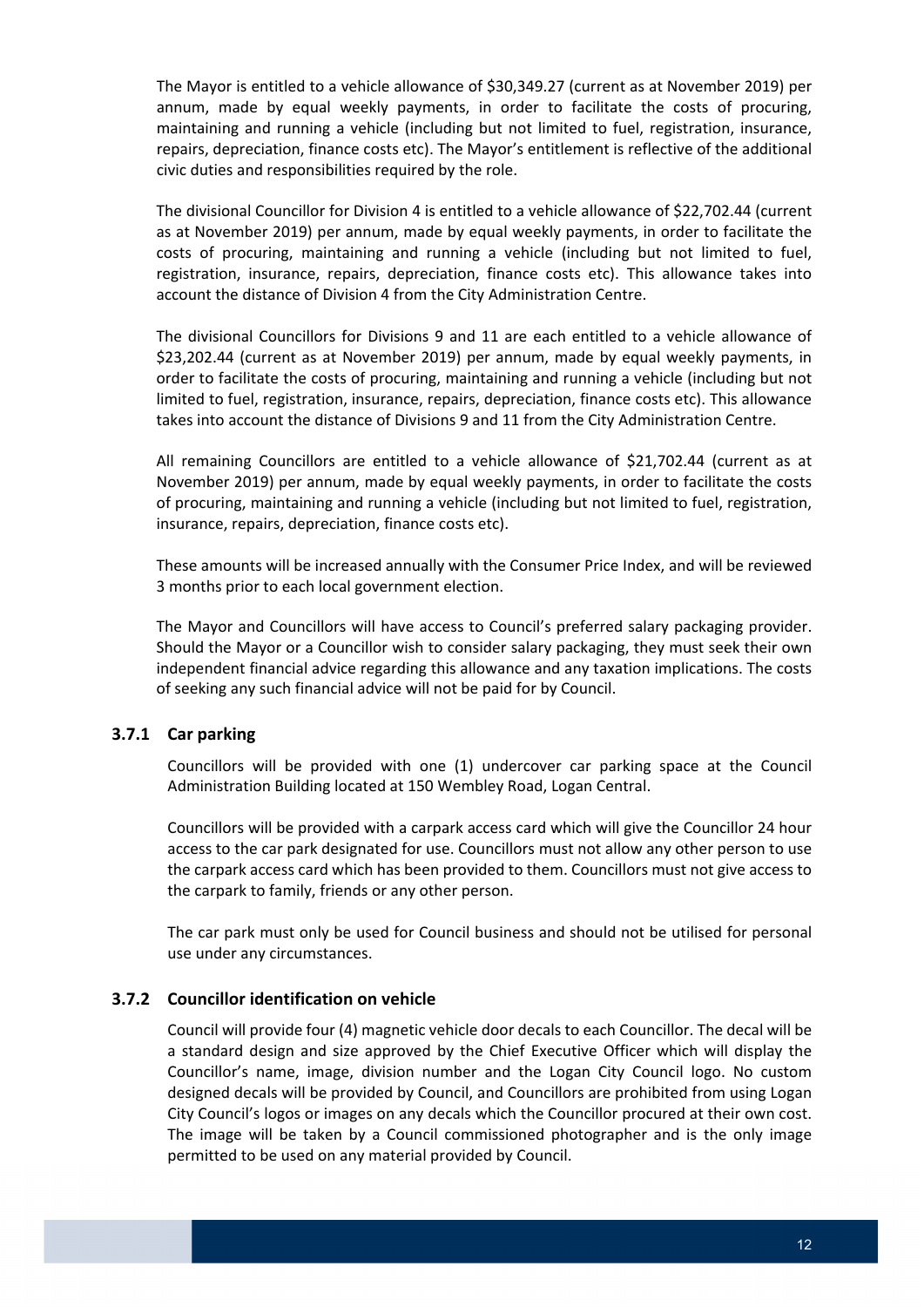The Mayor is entitled to a vehicle allowance of $30,349.27 (current as at November 2019) per annum, made by equal weekly payments, in order to facilitate the costs of procuring, maintaining and running a vehicle (including but not limited to fuel, registration, insurance, repairs, depreciation, finance costs etc). The Mayor's entitlement is reflective of the additional civic duties and responsibilities required by the role.

The divisional Councillor for Division 4 is entitled to a vehicle allowance of $22,702.44 (current as at November 2019) per annum, made by equal weekly payments, in order to facilitate the costs of procuring, maintaining and running a vehicle (including but not limited to fuel, registration, insurance, repairs, depreciation, finance costs etc). This allowance takes into account the distance of Division 4 from the City Administration Centre.

The divisional Councillors for Divisions 9 and 11 are each entitled to a vehicle allowance of $23,202.44 (current as at November 2019) per annum, made by equal weekly payments, in order to facilitate the costs of procuring, maintaining and running a vehicle (including but not limited to fuel, registration, insurance, repairs, depreciation, finance costs etc). This allowance takes into account the distance of Divisions 9 and 11 from the City Administration Centre.

All remaining Councillors are entitled to a vehicle allowance of $21,702.44 (current as at November 2019) per annum, made by equal weekly payments, in order to facilitate the costs of procuring, maintaining and running a vehicle (including but not limited to fuel, registration, insurance, repairs, depreciation, finance costs etc).

These amounts will be increased annually with the Consumer Price Index, and will be reviewed 3 months prior to each local government election.

The Mayor and Councillors will have access to Council's preferred salary packaging provider. Should the Mayor or a Councillor wish to consider salary packaging, they must seek their own independent financial advice regarding this allowance and any taxation implications. The costs of seeking any such financial advice will not be paid for by Council.

### 3.7.1 Car parking

Councillors will be provided with one (1) undercover car parking space at the Council Administration Building located at 150 Wembley Road, Logan Central.

Councillors will be provided with a carpark access card which will give the Councillor 24 hour access to the car park designated for use. Councillors must not allow any other person to use the carpark access card which has been provided to them. Councillors must not give access to the carpark to family, friends or any other person.

The car park must only be used for Council business and should not be utilised for personal use under any circumstances.

### 3.7.2 Councillor identification on vehicle

Council will provide four (4) magnetic vehicle door decals to each Councillor. The decal will be a standard design and size approved by the Chief Executive Officer which will display the Councillor's name, image, division number and the Logan City Council logo. No custom designed decals will be provided by Council, and Councillors are prohibited from using Logan City Council's logos or images on any decals which the Councillor procured at their own cost. The image will be taken by a Council commissioned photographer and is the only image permitted to be used on any material provided by Council.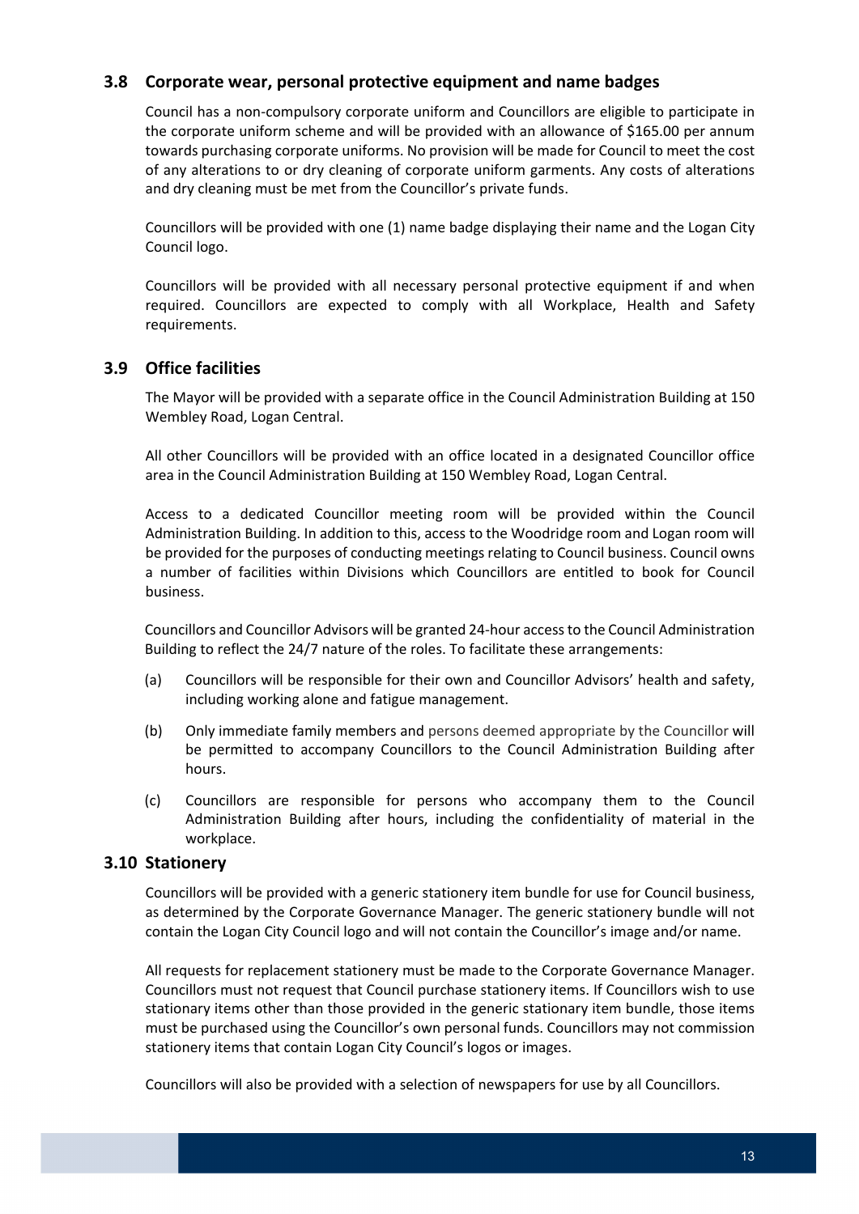## 3.8 Corporate wear, personal protective equipment and name badges

Council has a non-compulsory corporate uniform and Councillors are eligible to participate in the corporate uniform scheme and will be provided with an allowance of $165.00 per annum towards purchasing corporate uniforms. No provision will be made for Council to meet the cost of any alterations to or dry cleaning of corporate uniform garments. Any costs of alterations and dry cleaning must be met from the Councillor's private funds.

Councillors will be provided with one (1) name badge displaying their name and the Logan City Council logo.

Councillors will be provided with all necessary personal protective equipment if and when required. Councillors are expected to comply with all Workplace, Health and Safety requirements.

## 3.9 Office facilities

The Mayor will be provided with a separate office in the Council Administration Building at 150 Wembley Road, Logan Central.

All other Councillors will be provided with an office located in a designated Councillor office area in the Council Administration Building at 150 Wembley Road, Logan Central.

Access to a dedicated Councillor meeting room will be provided within the Council Administration Building. In addition to this, access to the Woodridge room and Logan room will be provided for the purposes of conducting meetings relating to Council business. Council owns a number of facilities within Divisions which Councillors are entitled to book for Council business.

Councillors and Councillor Advisors will be granted 24-hour access to the Council Administration Building to reflect the 24/7 nature of the roles. To facilitate these arrangements:

(a) Councillors will be responsible for their own and Councillor Advisors' health and safety, including working alone and fatigue management.

(b) Only immediate family members and persons deemed appropriate by the Councillor will be permitted to accompany Councillors to the Council Administration Building after hours.

(c) Councillors are responsible for persons who accompany them to the Council Administration Building after hours, including the confidentiality of material in the workplace.

## 3.10 Stationery

Councillors will be provided with a generic stationery item bundle for use for Council business, as determined by the Corporate Governance Manager. The generic stationery bundle will not contain the Logan City Council logo and will not contain the Councillor's image and/or name.

All requests for replacement stationery must be made to the Corporate Governance Manager. Councillors must not request that Council purchase stationery items. If Councillors wish to use stationary items other than those provided in the generic stationary item bundle, those items must be purchased using the Councillor's own personal funds. Councillors may not commission stationery items that contain Logan City Council's logos or images.

Councillors will also be provided with a selection of newspapers for use by all Councillors.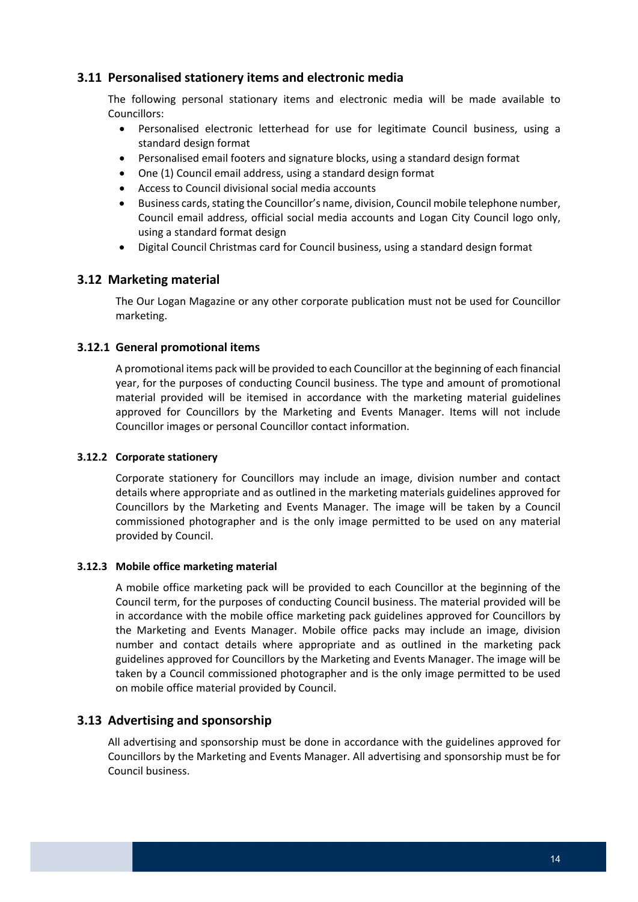## 3.11 Personalised stationery items and electronic media

The following personal stationary items and electronic media will be made available to Councillors:

- Personalised electronic letterhead for use for legitimate Council business, using a standard design format
- Personalised email footers and signature blocks, using a standard design format
- One (1) Council email address, using a standard design format
- Access to Council divisional social media accounts
- Business cards, stating the Councillor's name, division, Council mobile telephone number, Council email address, official social media accounts and Logan City Council logo only, using a standard format design
- Digital Council Christmas card for Council business, using a standard design format

## 3.12 Marketing material

The Our Logan Magazine or any other corporate publication must not be used for Councillor marketing.

### 3.12.1 General promotional items

A promotional items pack will be provided to each Councillor at the beginning of each financial year, for the purposes of conducting Council business. The type and amount of promotional material provided will be itemised in accordance with the marketing material guidelines approved for Councillors by the Marketing and Events Manager. Items will not include Councillor images or personal Councillor contact information.

#### 3.12.2 Corporate stationery

Corporate stationery for Councillors may include an image, division number and contact details where appropriate and as outlined in the marketing materials guidelines approved for Councillors by the Marketing and Events Manager. The image will be taken by a Council commissioned photographer and is the only image permitted to be used on any material provided by Council.

#### 3.12.3 Mobile office marketing material

A mobile office marketing pack will be provided to each Councillor at the beginning of the Council term, for the purposes of conducting Council business. The material provided will be in accordance with the mobile office marketing pack guidelines approved for Councillors by the Marketing and Events Manager. Mobile office packs may include an image, division number and contact details where appropriate and as outlined in the marketing pack guidelines approved for Councillors by the Marketing and Events Manager. The image will be taken by a Council commissioned photographer and is the only image permitted to be used on mobile office material provided by Council.

## 3.13 Advertising and sponsorship

All advertising and sponsorship must be done in accordance with the guidelines approved for Councillors by the Marketing and Events Manager. All advertising and sponsorship must be for Council business.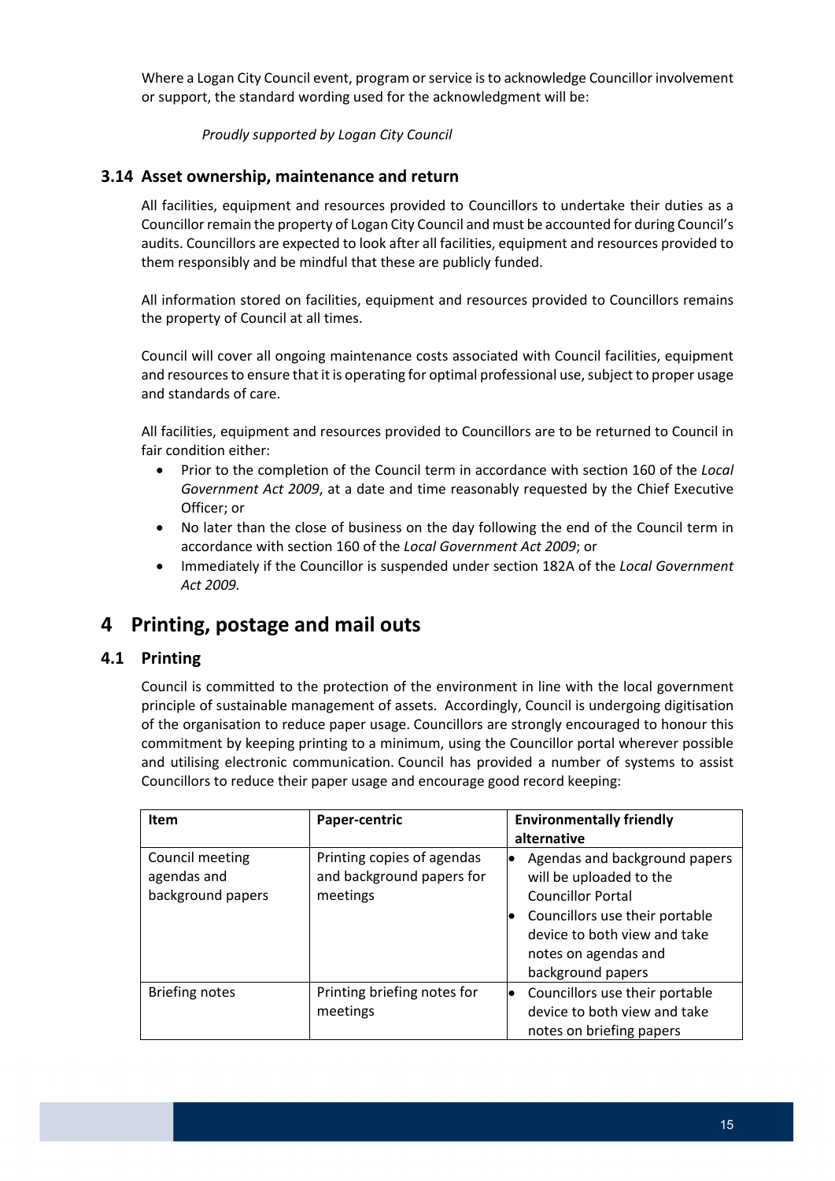Where a Logan City Council event, program or service is to acknowledge Councillor involvement or support, the standard wording used for the acknowledgment will be:

*Proudly supported by Logan City Council*

### 3.14 Asset ownership, maintenance and return

All facilities, equipment and resources provided to Councillors to undertake their duties as a Councillor remain the property of Logan City Council and must be accounted for during Council's audits. Councillors are expected to look after all facilities, equipment and resources provided to them responsibly and be mindful that these are publicly funded.

All information stored on facilities, equipment and resources provided to Councillors remains the property of Council at all times.

Council will cover all ongoing maintenance costs associated with Council facilities, equipment and resources to ensure that it is operating for optimal professional use, subject to proper usage and standards of care.

All facilities, equipment and resources provided to Councillors are to be returned to Council in fair condition either:

- Prior to the completion of the Council term in accordance with section 160 of the *Local Government Act 2009*, at a date and time reasonably requested by the Chief Executive Officer; or
- No later than the close of business on the day following the end of the Council term in accordance with section 160 of the *Local Government Act 2009*; or
- Immediately if the Councillor is suspended under section 182A of the *Local Government Act 2009.*

## 4 Printing, postage and mail outs

### 4.1 Printing

Council is committed to the protection of the environment in line with the local government principle of sustainable management of assets. Accordingly, Council is undergoing digitisation of the organisation to reduce paper usage. Councillors are strongly encouraged to honour this commitment by keeping printing to a minimum, using the Councillor portal wherever possible and utilising electronic communication. Council has provided a number of systems to assist Councillors to reduce their paper usage and encourage good record keeping:

| Item | Paper-centric | Environmentally friendly alternative |
| --- | --- | --- |
| Council meeting agendas and background papers | Printing copies of agendas and background papers for meetings | • Agendas and background papers will be uploaded to the Councillor Portal<br>• Councillors use their portable device to both view and take notes on agendas and background papers |
| Briefing notes | Printing briefing notes for meetings | • Councillors use their portable device to both view and take notes on briefing papers |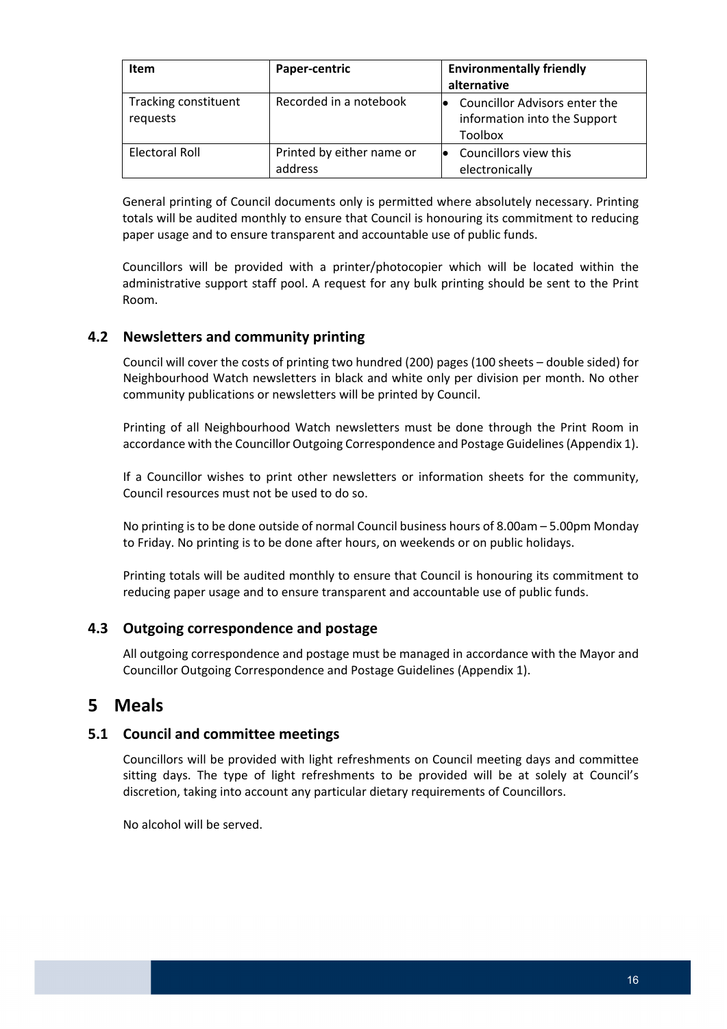| Item | Paper-centric | Environmentally friendly alternative |
| --- | --- | --- |
| Tracking constituent requests | Recorded in a notebook | • Councillor Advisors enter the information into the Support Toolbox |
| Electoral Roll | Printed by either name or address | • Councillors view this electronically |

General printing of Council documents only is permitted where absolutely necessary. Printing totals will be audited monthly to ensure that Council is honouring its commitment to reducing paper usage and to ensure transparent and accountable use of public funds.

Councillors will be provided with a printer/photocopier which will be located within the administrative support staff pool. A request for any bulk printing should be sent to the Print Room.

### 4.2 Newsletters and community printing

Council will cover the costs of printing two hundred (200) pages (100 sheets – double sided) for Neighbourhood Watch newsletters in black and white only per division per month. No other community publications or newsletters will be printed by Council.

Printing of all Neighbourhood Watch newsletters must be done through the Print Room in accordance with the Councillor Outgoing Correspondence and Postage Guidelines (Appendix 1).

If a Councillor wishes to print other newsletters or information sheets for the community, Council resources must not be used to do so.

No printing is to be done outside of normal Council business hours of 8.00am – 5.00pm Monday to Friday. No printing is to be done after hours, on weekends or on public holidays.

Printing totals will be audited monthly to ensure that Council is honouring its commitment to reducing paper usage and to ensure transparent and accountable use of public funds.

### 4.3 Outgoing correspondence and postage

All outgoing correspondence and postage must be managed in accordance with the Mayor and Councillor Outgoing Correspondence and Postage Guidelines (Appendix 1).

## 5 Meals

### 5.1 Council and committee meetings

Councillors will be provided with light refreshments on Council meeting days and committee sitting days. The type of light refreshments to be provided will be at solely at Council's discretion, taking into account any particular dietary requirements of Councillors.

No alcohol will be served.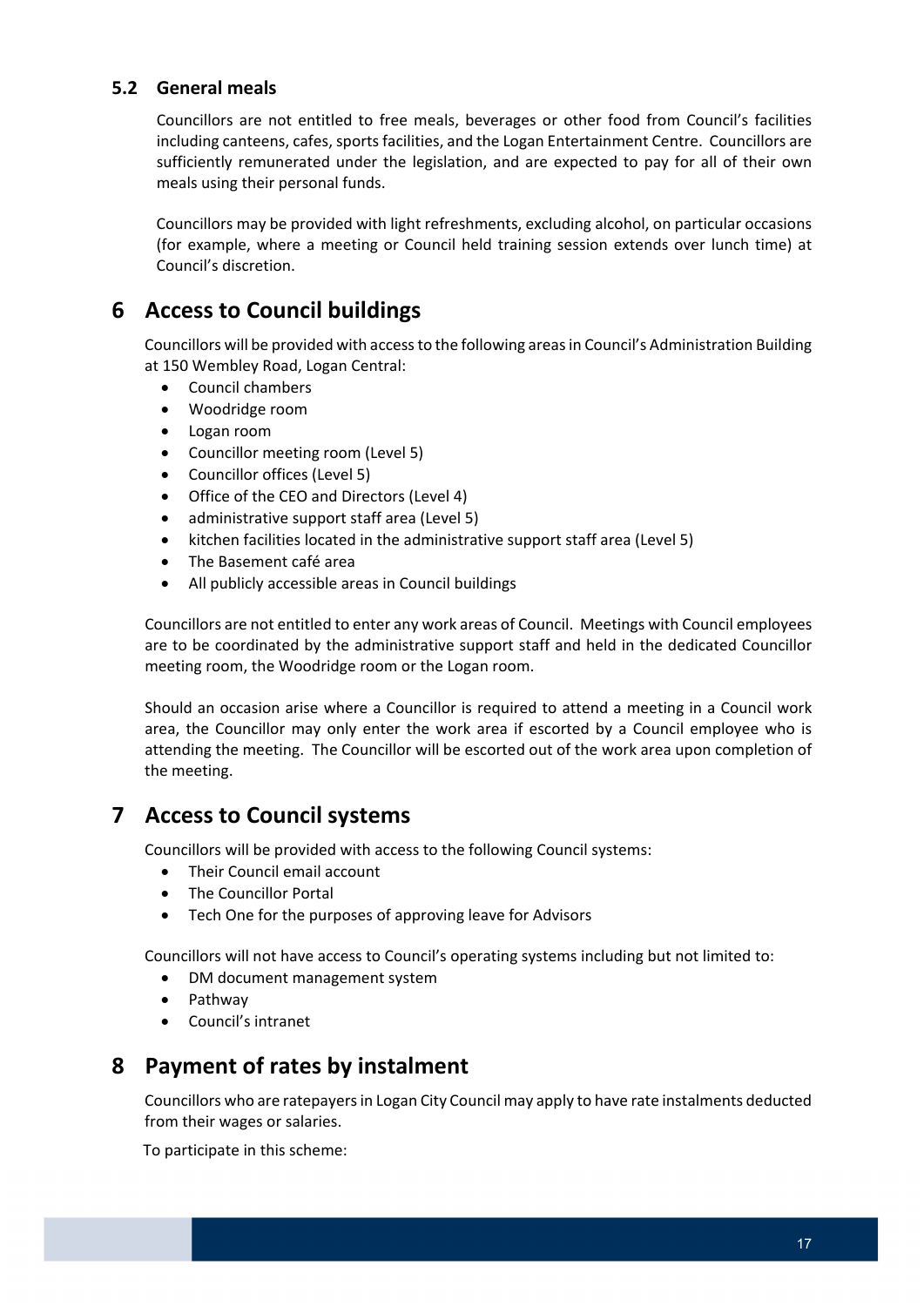### 5.2 General meals

Councillors are not entitled to free meals, beverages or other food from Council's facilities including canteens, cafes, sports facilities, and the Logan Entertainment Centre. Councillors are sufficiently remunerated under the legislation, and are expected to pay for all of their own meals using their personal funds.

Councillors may be provided with light refreshments, excluding alcohol, on particular occasions (for example, where a meeting or Council held training session extends over lunch time) at Council's discretion.

## 6 Access to Council buildings

Councillors will be provided with access to the following areas in Council's Administration Building at 150 Wembley Road, Logan Central:

- Council chambers
- Woodridge room
- Logan room
- Councillor meeting room (Level 5)
- Councillor offices (Level 5)
- Office of the CEO and Directors (Level 4)
- administrative support staff area (Level 5)
- kitchen facilities located in the administrative support staff area (Level 5)
- The Basement café area
- All publicly accessible areas in Council buildings

Councillors are not entitled to enter any work areas of Council. Meetings with Council employees are to be coordinated by the administrative support staff and held in the dedicated Councillor meeting room, the Woodridge room or the Logan room.

Should an occasion arise where a Councillor is required to attend a meeting in a Council work area, the Councillor may only enter the work area if escorted by a Council employee who is attending the meeting. The Councillor will be escorted out of the work area upon completion of the meeting.

## 7 Access to Council systems

Councillors will be provided with access to the following Council systems:

- Their Council email account
- The Councillor Portal
- Tech One for the purposes of approving leave for Advisors

Councillors will not have access to Council's operating systems including but not limited to:

- DM document management system
- Pathway
- Council's intranet

## 8 Payment of rates by instalment

Councillors who are ratepayers in Logan City Council may apply to have rate instalments deducted from their wages or salaries.

To participate in this scheme: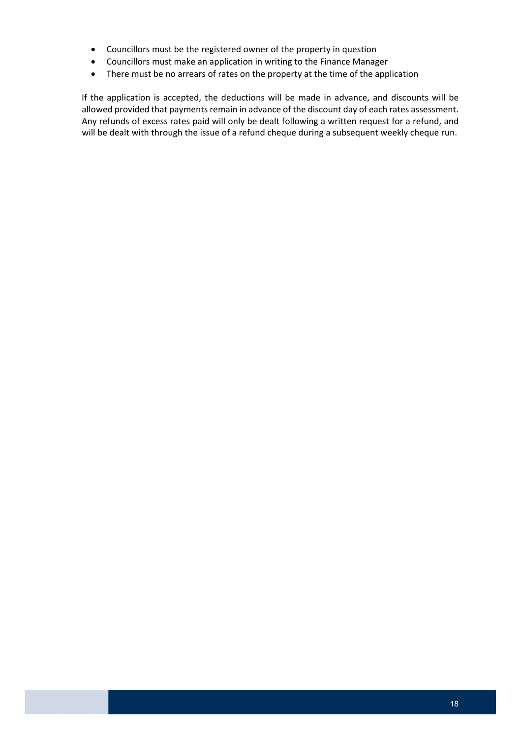- Councillors must be the registered owner of the property in question
- Councillors must make an application in writing to the Finance Manager
- There must be no arrears of rates on the property at the time of the application

If the application is accepted, the deductions will be made in advance, and discounts will be allowed provided that payments remain in advance of the discount day of each rates assessment. Any refunds of excess rates paid will only be dealt following a written request for a refund, and will be dealt with through the issue of a refund cheque during a subsequent weekly cheque run.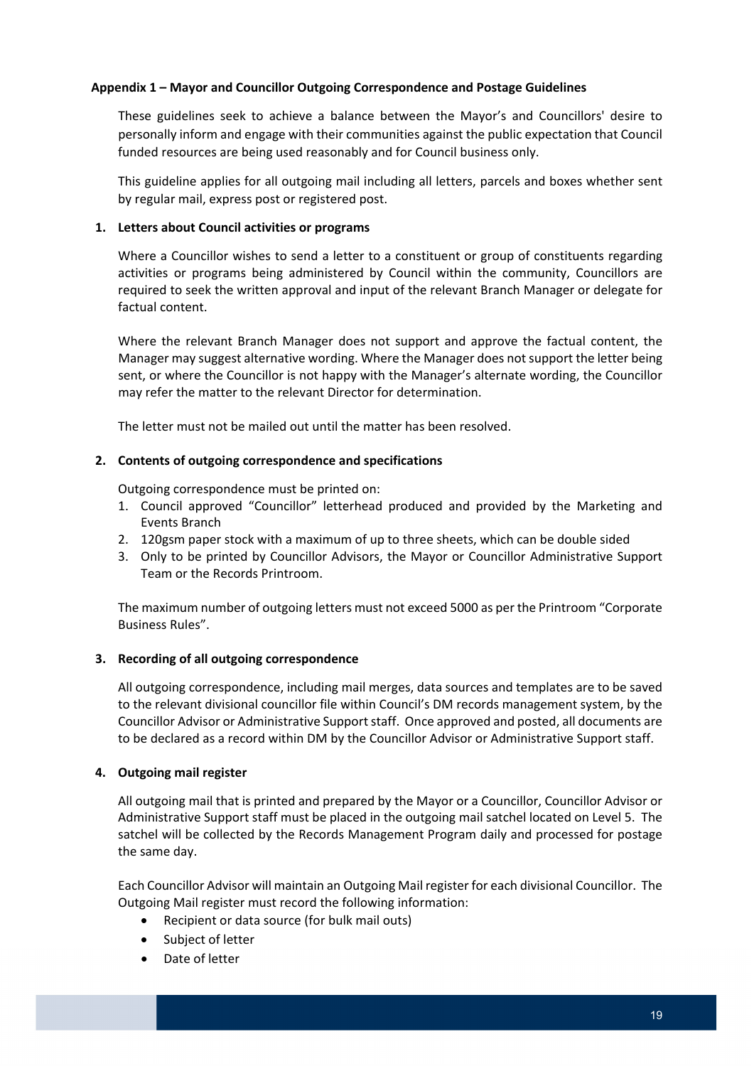**Appendix 1 – Mayor and Councillor Outgoing Correspondence and Postage Guidelines**

These guidelines seek to achieve a balance between the Mayor's and Councillors' desire to personally inform and engage with their communities against the public expectation that Council funded resources are being used reasonably and for Council business only.

This guideline applies for all outgoing mail including all letters, parcels and boxes whether sent by regular mail, express post or registered post.

**1. Letters about Council activities or programs**

Where a Councillor wishes to send a letter to a constituent or group of constituents regarding activities or programs being administered by Council within the community, Councillors are required to seek the written approval and input of the relevant Branch Manager or delegate for factual content.

Where the relevant Branch Manager does not support and approve the factual content, the Manager may suggest alternative wording. Where the Manager does not support the letter being sent, or where the Councillor is not happy with the Manager's alternate wording, the Councillor may refer the matter to the relevant Director for determination.

The letter must not be mailed out until the matter has been resolved.

**2. Contents of outgoing correspondence and specifications**

Outgoing correspondence must be printed on:

1. Council approved "Councillor" letterhead produced and provided by the Marketing and Events Branch
2. 120gsm paper stock with a maximum of up to three sheets, which can be double sided
3. Only to be printed by Councillor Advisors, the Mayor or Councillor Administrative Support Team or the Records Printroom.

The maximum number of outgoing letters must not exceed 5000 as per the Printroom "Corporate Business Rules".

**3. Recording of all outgoing correspondence**

All outgoing correspondence, including mail merges, data sources and templates are to be saved to the relevant divisional councillor file within Council's DM records management system, by the Councillor Advisor or Administrative Support staff. Once approved and posted, all documents are to be declared as a record within DM by the Councillor Advisor or Administrative Support staff.

**4. Outgoing mail register**

All outgoing mail that is printed and prepared by the Mayor or a Councillor, Councillor Advisor or Administrative Support staff must be placed in the outgoing mail satchel located on Level 5. The satchel will be collected by the Records Management Program daily and processed for postage the same day.

Each Councillor Advisor will maintain an Outgoing Mail register for each divisional Councillor. The Outgoing Mail register must record the following information:

- Recipient or data source (for bulk mail outs)
- Subject of letter
- Date of letter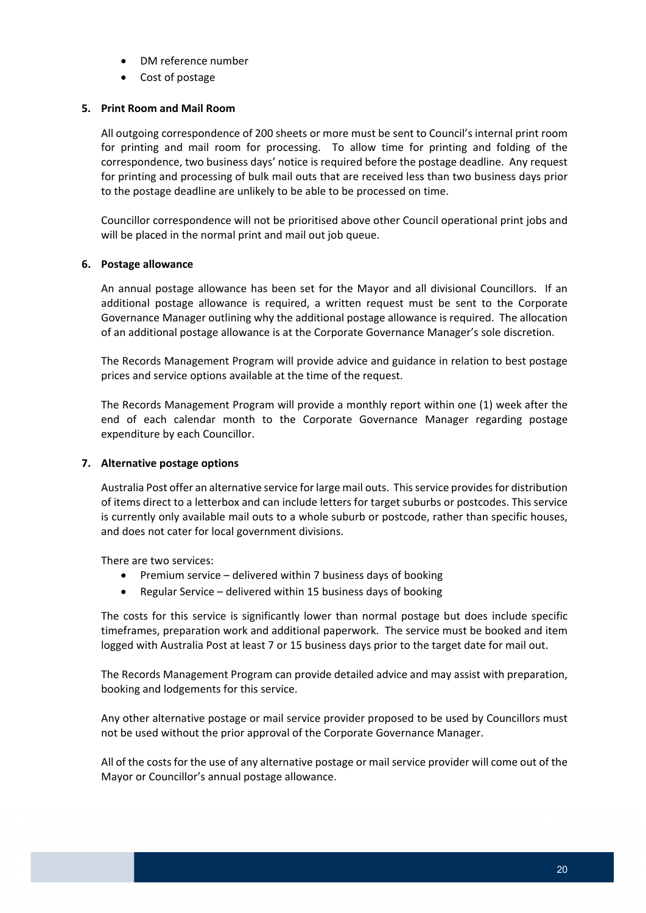- DM reference number
- Cost of postage

**5. Print Room and Mail Room**

All outgoing correspondence of 200 sheets or more must be sent to Council's internal print room for printing and mail room for processing. To allow time for printing and folding of the correspondence, two business days' notice is required before the postage deadline. Any request for printing and processing of bulk mail outs that are received less than two business days prior to the postage deadline are unlikely to be able to be processed on time.

Councillor correspondence will not be prioritised above other Council operational print jobs and will be placed in the normal print and mail out job queue.

**6. Postage allowance**

An annual postage allowance has been set for the Mayor and all divisional Councillors. If an additional postage allowance is required, a written request must be sent to the Corporate Governance Manager outlining why the additional postage allowance is required. The allocation of an additional postage allowance is at the Corporate Governance Manager's sole discretion.

The Records Management Program will provide advice and guidance in relation to best postage prices and service options available at the time of the request.

The Records Management Program will provide a monthly report within one (1) week after the end of each calendar month to the Corporate Governance Manager regarding postage expenditure by each Councillor.

**7. Alternative postage options**

Australia Post offer an alternative service for large mail outs. This service provides for distribution of items direct to a letterbox and can include letters for target suburbs or postcodes. This service is currently only available mail outs to a whole suburb or postcode, rather than specific houses, and does not cater for local government divisions.

There are two services:

- Premium service – delivered within 7 business days of booking
- Regular Service – delivered within 15 business days of booking

The costs for this service is significantly lower than normal postage but does include specific timeframes, preparation work and additional paperwork. The service must be booked and item logged with Australia Post at least 7 or 15 business days prior to the target date for mail out.

The Records Management Program can provide detailed advice and may assist with preparation, booking and lodgements for this service.

Any other alternative postage or mail service provider proposed to be used by Councillors must not be used without the prior approval of the Corporate Governance Manager.

All of the costs for the use of any alternative postage or mail service provider will come out of the Mayor or Councillor's annual postage allowance.